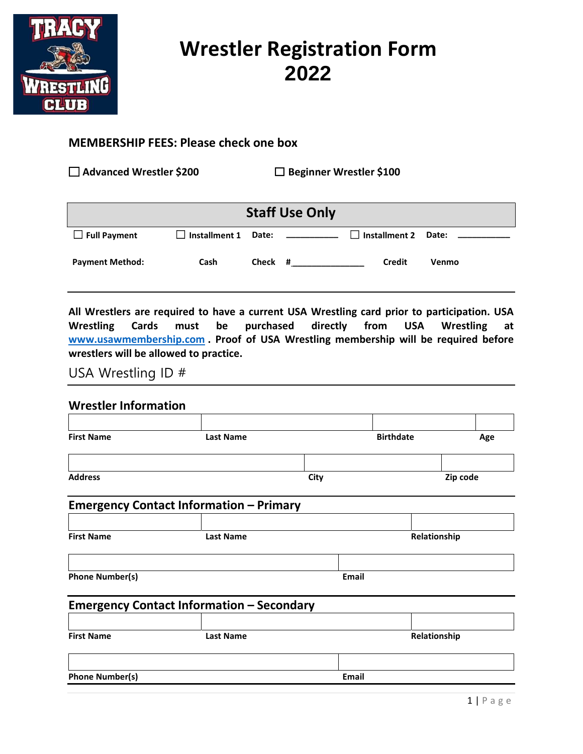# Wrestler Registration Form 2022

**MEMBERSHIP FEES: Please check one box**

☐ **Advanced Wrestler $200** ☐ **Beginner Wrestler $100**

| Staff Use Only | | | | | |
|---|---|---|---|---|---|
| ☐ **Full Payment** | ☐ **Installment 1** | **Date:** ________ | ☐ **Installment 2** | **Date:** ________ | |
| **Payment Method:** | **Cash** | **Check #**____________ | **Credit** | **Venmo** | |

**All Wrestlers are required to have a current USA Wrestling card prior to participation. USA Wrestling Cards must be purchased directly from USA Wrestling at www.usawmembership.com . Proof of USA Wrestling membership will be required before wrestlers will be allowed to practice.**

USA Wrestling ID #

## Wrestler Information

| | | | |
|---|---|---|---|
| **First Name** | **Last Name** | **Birthdate** | **Age** |

| | | |
|---|---|---|
| **Address** | **City** | **Zip code** |

## Emergency Contact Information – Primary

| | | |
|---|---|---|
| **First Name** | **Last Name** | **Relationship** |

| | |
|---|---|
| **Phone Number(s)** | **Email** |

## Emergency Contact Information – Secondary

| | | |
|---|---|---|
| **First Name** | **Last Name** | **Relationship** |

| | |
|---|---|
| **Phone Number(s)** | **Email** |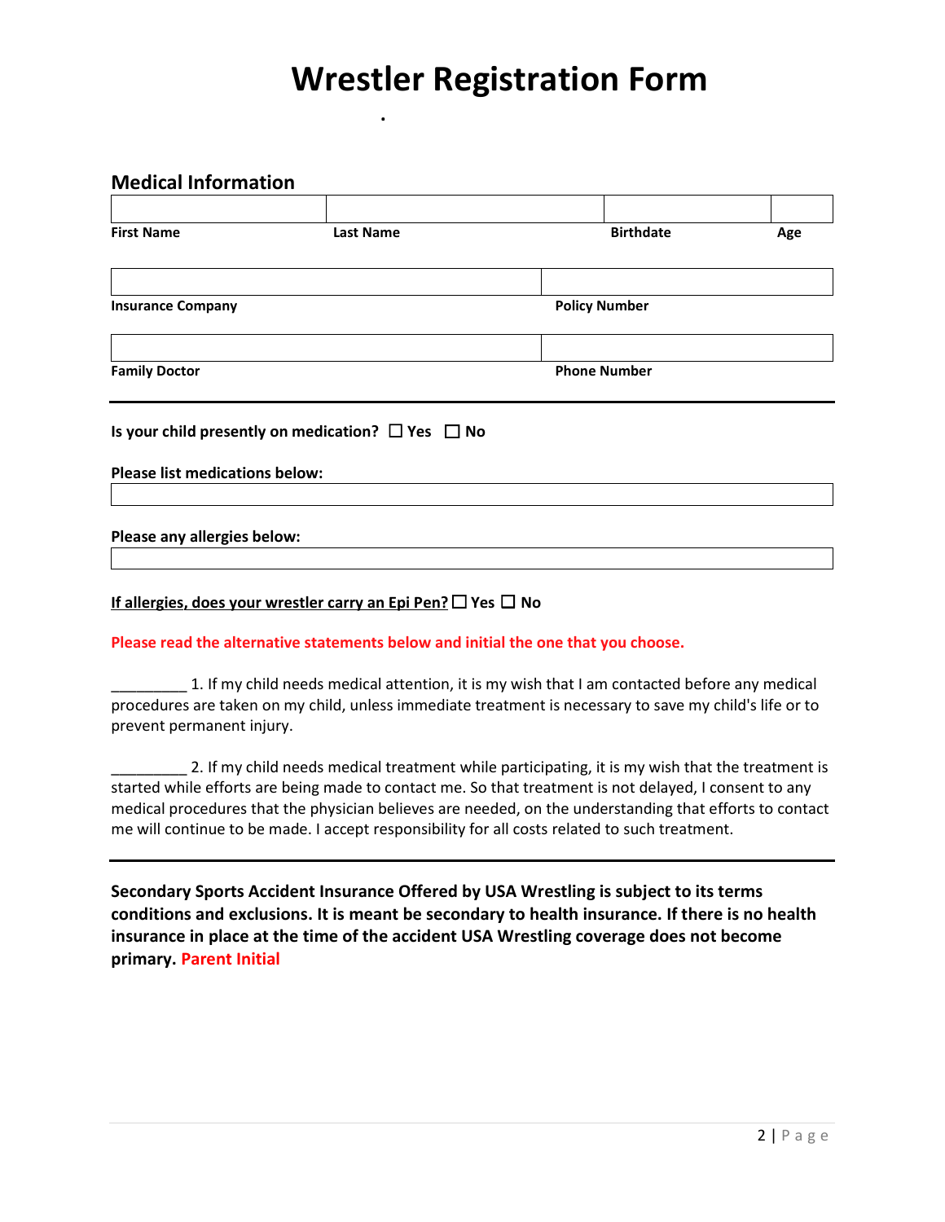# Wrestler Registration Form

## Medical Information

| First Name | Last Name | Birthdate | Age |
|---|---|---|---|
| | | | |

| Insurance Company | Policy Number |
|---|---|
| | |

| Family Doctor | Phone Number |
|---|---|
| | |

---

**Is your child presently on medication?** ☐ **Yes** ☐ **No**

**Please list medications below:**

**Please any allergies below:**

**If allergies, does your wrestler carry an Epi Pen?** ☐ **Yes** ☐ **No**

**Please read the alternative statements below and initial the one that you choose.**

_________ 1. If my child needs medical attention, it is my wish that I am contacted before any medical procedures are taken on my child, unless immediate treatment is necessary to save my child's life or to prevent permanent injury.

_________ 2. If my child needs medical treatment while participating, it is my wish that the treatment is started while efforts are being made to contact me. So that treatment is not delayed, I consent to any medical procedures that the physician believes are needed, on the understanding that efforts to contact me will continue to be made. I accept responsibility for all costs related to such treatment.

---

**Secondary Sports Accident Insurance Offered by USA Wrestling is subject to its terms conditions and exclusions. It is meant be secondary to health insurance. If there is no health insurance in place at the time of the accident USA Wrestling coverage does not become primary. Parent Initial**